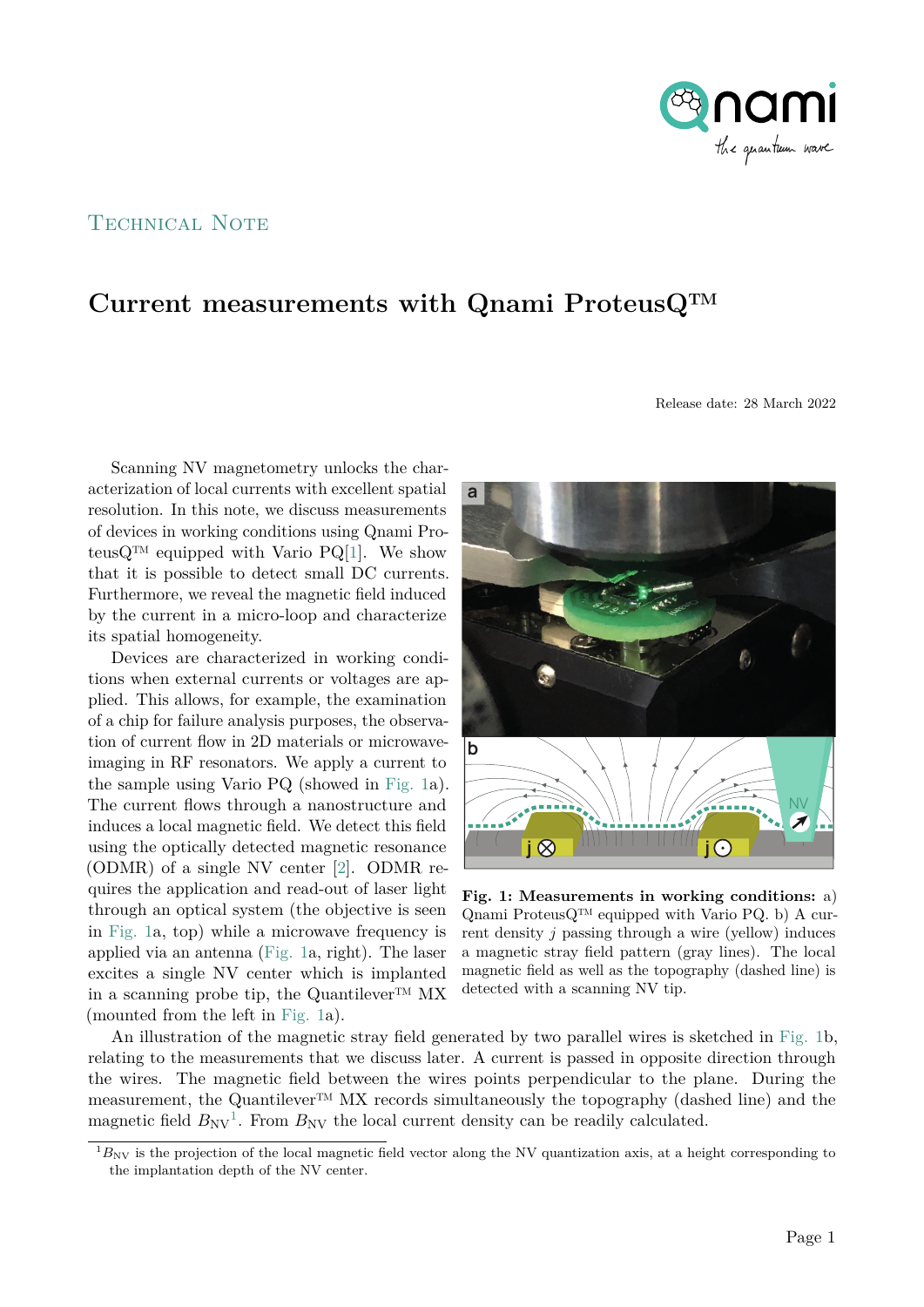Technical Note

# Current measurements with Qnami ProteusQ™

Release date: 28 March 2022

Scanning NV magnetometry unlocks the characterization of local currents with excellent spatial resolution. In this note, we discuss measurements of devices in working conditions using Qnami ProteusQ™ equipped with Vario PQ[1]. We show that it is possible to detect small DC currents. Furthermore, we reveal the magnetic field induced by the current in a micro-loop and characterize its spatial homogeneity.

Devices are characterized in working conditions when external currents or voltages are applied. This allows, for example, the examination of a chip for failure analysis purposes, the observation of current flow in 2D materials or microwave-imaging in RF resonators. We apply a current to the sample using Vario PQ (showed in Fig. 1a). The current flows through a nanostructure and induces a local magnetic field. We detect this field using the optically detected magnetic resonance (ODMR) of a single NV center [2]. ODMR requires the application and read-out of laser light through an optical system (the objective is seen in Fig. 1a, top) while a microwave frequency is applied via an antenna (Fig. 1a, right). The laser excites a single NV center which is implanted in a scanning probe tip, the Quantilever™ MX (mounted from the left in Fig. 1a).

**Fig. 1: Measurements in working conditions:** a) Qnami ProteusQ™ equipped with Vario PQ. b) A current density $j$ passing through a wire (yellow) induces a magnetic stray field pattern (gray lines). The local magnetic field as well as the topography (dashed line) is detected with a scanning NV tip.

An illustration of the magnetic stray field generated by two parallel wires is sketched in Fig. 1b, relating to the measurements that we discuss later. A current is passed in opposite direction through the wires. The magnetic field between the wires points perpendicular to the plane. During the measurement, the Quantilever™ MX records simultaneously the topography (dashed line) and the magnetic field $B_{\mathrm{NV}}$[1]. From $B_{\mathrm{NV}}$ the local current density can be readily calculated.

[1] $B_{\mathrm{NV}}$ is the projection of the local magnetic field vector along the NV quantization axis, at a height corresponding to the implantation depth of the NV center.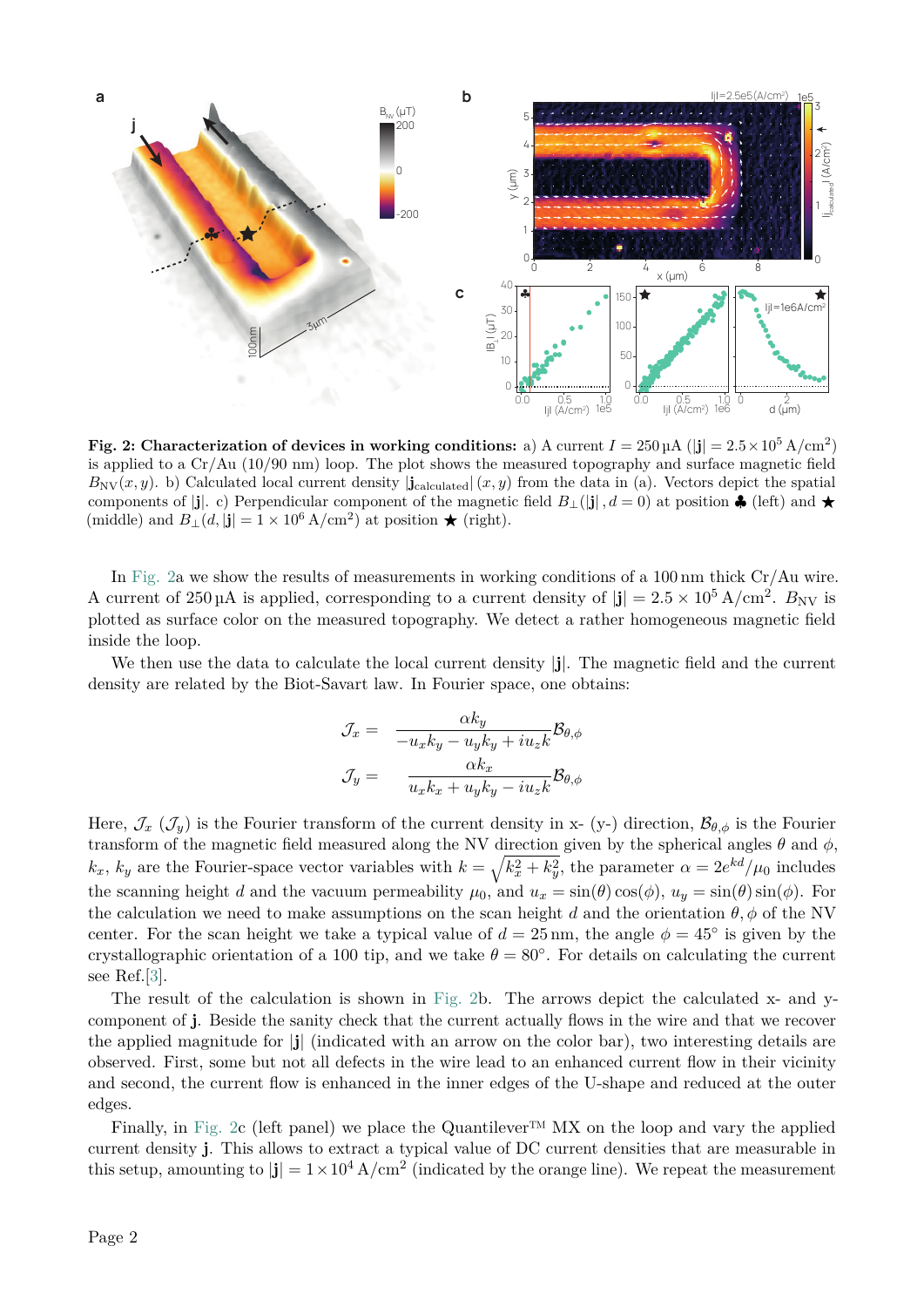**Fig. 2: Characterization of devices in working conditions:** a) A current $I = 250\,\mu\text{A}$ ($|\mathbf{j}| = 2.5 \times 10^5\,\text{A/cm}^2$) is applied to a Cr/Au (10/90 nm) loop. The plot shows the measured topography and surface magnetic field $B_{\text{NV}}(x, y)$. b) Calculated local current density $|\mathbf{j}_{\text{calculated}}|(x, y)$ from the data in (a). Vectors depict the spatial components of $|\mathbf{j}|$. c) Perpendicular component of the magnetic field $B_\perp(|\mathbf{j}|, d = 0)$ at position ♣ (left) and ★ (middle) and $B_\perp(d, |\mathbf{j}| = 1 \times 10^6\,\text{A/cm}^2)$ at position ★ (right).

In Fig. 2a we show the results of measurements in working conditions of a 100 nm thick Cr/Au wire. A current of 250 µA is applied, corresponding to a current density of $|\mathbf{j}| = 2.5 \times 10^5\,\text{A/cm}^2$. $B_{\text{NV}}$ is plotted as surface color on the measured topography. We detect a rather homogeneous magnetic field inside the loop.

We then use the data to calculate the local current density $|\mathbf{j}|$. The magnetic field and the current density are related by the Biot-Savart law. In Fourier space, one obtains:

$$\mathcal{J}_x = \frac{\alpha k_y}{-u_x k_y - u_y k_y + i u_z k} \mathcal{B}_{\theta,\phi}$$

$$\mathcal{J}_y = \frac{\alpha k_x}{u_x k_x + u_y k_y - i u_z k} \mathcal{B}_{\theta,\phi}$$

Here, $\mathcal{J}_x$ ($\mathcal{J}_y$) is the Fourier transform of the current density in x- (y-) direction, $\mathcal{B}_{\theta,\phi}$ is the Fourier transform of the magnetic field measured along the NV direction given by the spherical angles $\theta$ and $\phi$, $k_x$, $k_y$ are the Fourier-space vector variables with $k = \sqrt{k_x^2 + k_y^2}$, the parameter $\alpha = 2e^{kd}/\mu_0$ includes the scanning height $d$ and the vacuum permeability $\mu_0$, and $u_x = \sin(\theta)\cos(\phi)$, $u_y = \sin(\theta)\sin(\phi)$. For the calculation we need to make assumptions on the scan height $d$ and the orientation $\theta, \phi$ of the NV center. For the scan height we take a typical value of $d = 25\,\text{nm}$, the angle $\phi = 45°$ is given by the crystallographic orientation of a 100 tip, and we take $\theta = 80°$. For details on calculating the current see Ref.[3].

The result of the calculation is shown in Fig. 2b. The arrows depict the calculated x- and y-component of $\mathbf{j}$. Beside the sanity check that the current actually flows in the wire and that we recover the applied magnitude for $|\mathbf{j}|$ (indicated with an arrow on the color bar), two interesting details are observed. First, some but not all defects in the wire lead to an enhanced current flow in their vicinity and second, the current flow is enhanced in the inner edges of the U-shape and reduced at the outer edges.

Finally, in Fig. 2c (left panel) we place the Quantilever™ MX on the loop and vary the applied current density $\mathbf{j}$. This allows to extract a typical value of DC current densities that are measurable in this setup, amounting to $|\mathbf{j}| = 1 \times 10^4\,\text{A/cm}^2$ (indicated by the orange line). We repeat the measurement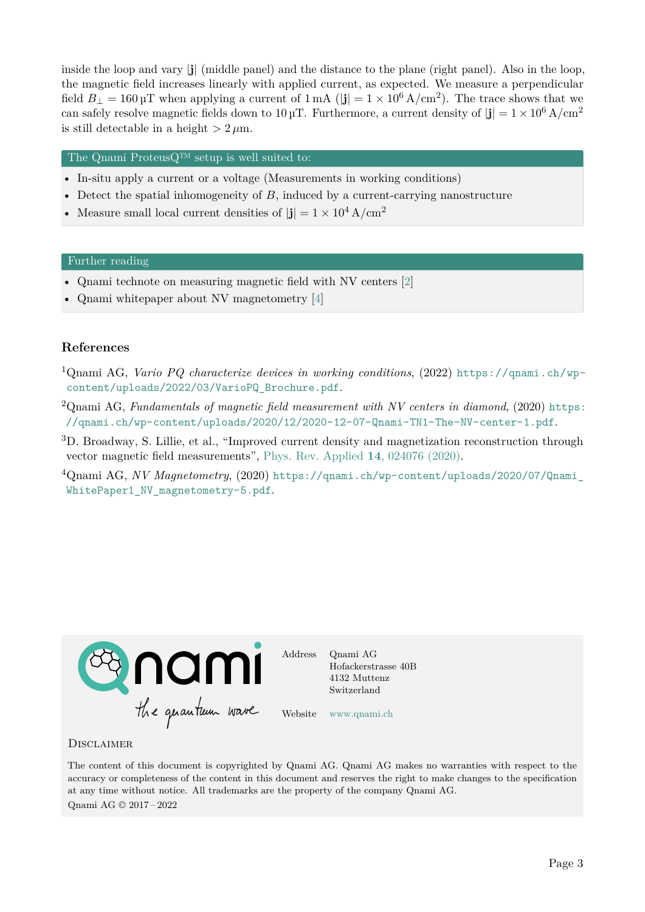inside the loop and vary $|\mathbf{j}|$ (middle panel) and the distance to the plane (right panel). Also in the loop, the magnetic field increases linearly with applied current, as expected. We measure a perpendicular field $B_{\perp} = 160\,\mu\text{T}$ when applying a current of 1 mA ($|\mathbf{j}| = 1 \times 10^{6}\,\text{A/cm}^2$). The trace shows that we can safely resolve magnetic fields down to $10\,\mu\text{T}$. Furthermore, a current density of $|\mathbf{j}| = 1 \times 10^{6}\,\text{A/cm}^2$ is still detectable in a height $> 2\,\mu\text{m}$.

**The Qnami ProteusQ™ setup is well suited to:**

- In-situ apply a current or a voltage (Measurements in working conditions)
- Detect the spatial inhomogeneity of $B$, induced by a current-carrying nanostructure
- Measure small local current densities of $|\mathbf{j}| = 1 \times 10^{4}\,\text{A/cm}^2$

**Further reading**

- Qnami technote on measuring magnetic field with NV centers [2]
- Qnami whitepaper about NV magnetometry [4]

## References

[1] Qnami AG, *Vario PQ characterize devices in working conditions*, (2022) https://qnami.ch/wp-content/uploads/2022/03/VarioPQ_Brochure.pdf.

[2] Qnami AG, *Fundamentals of magnetic field measurement with NV centers in diamond*, (2020) https://qnami.ch/wp-content/uploads/2020/12/2020-12-07-Qnami-TN1-The-NV-center-1.pdf.

[3] D. Broadway, S. Lillie, et al., "Improved current density and magnetization reconstruction through vector magnetic field measurements", Phys. Rev. Applied **14**, 024076 (2020).

[4] Qnami AG, *NV Magnetometry*, (2020) https://qnami.ch/wp-content/uploads/2020/07/Qnami_WhitePaper1_NV_magnetometry-5.pdf.

Qnami — the quantum wave

Address: Qnami AG, Hofackerstrasse 40B, 4132 Muttenz, Switzerland

Website: www.qnami.ch

Disclaimer

The content of this document is copyrighted by Qnami AG. Qnami AG makes no warranties with respect to the accuracy or completeness of the content in this document and reserves the right to make changes to the specification at any time without notice. All trademarks are the property of the company Qnami AG.
Qnami AG © 2017 – 2022